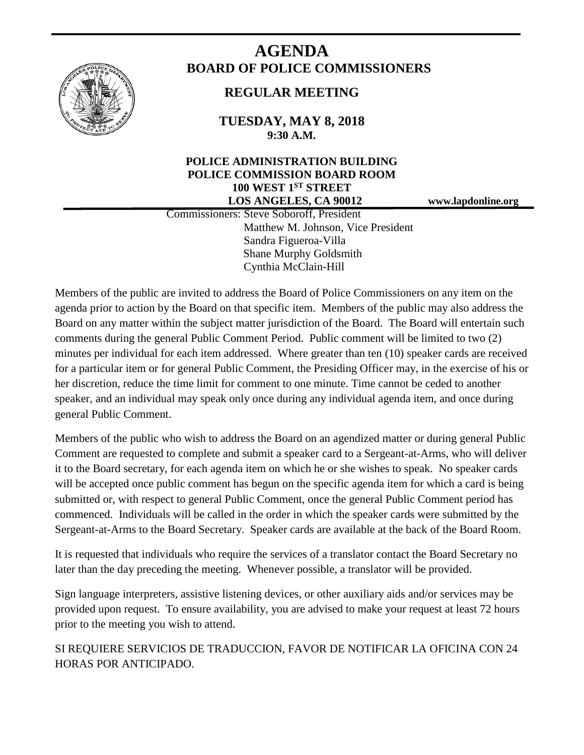# AGENDA

## BOARD OF POLICE COMMISSIONERS

### REGULAR MEETING

**TUESDAY, MAY 8, 2018**
**9:30 A.M.**

**POLICE ADMINISTRATION BUILDING**
**POLICE COMMISSION BOARD ROOM**
**100 WEST 1ST STREET**
**LOS ANGELES, CA 90012**

**www.lapdonline.org**

Commissioners: Steve Soboroff, President
Matthew M. Johnson, Vice President
Sandra Figueroa-Villa
Shane Murphy Goldsmith
Cynthia McClain-Hill

Members of the public are invited to address the Board of Police Commissioners on any item on the agenda prior to action by the Board on that specific item. Members of the public may also address the Board on any matter within the subject matter jurisdiction of the Board. The Board will entertain such comments during the general Public Comment Period. Public comment will be limited to two (2) minutes per individual for each item addressed. Where greater than ten (10) speaker cards are received for a particular item or for general Public Comment, the Presiding Officer may, in the exercise of his or her discretion, reduce the time limit for comment to one minute. Time cannot be ceded to another speaker, and an individual may speak only once during any individual agenda item, and once during general Public Comment.

Members of the public who wish to address the Board on an agendized matter or during general Public Comment are requested to complete and submit a speaker card to a Sergeant-at-Arms, who will deliver it to the Board secretary, for each agenda item on which he or she wishes to speak. No speaker cards will be accepted once public comment has begun on the specific agenda item for which a card is being submitted or, with respect to general Public Comment, once the general Public Comment period has commenced. Individuals will be called in the order in which the speaker cards were submitted by the Sergeant-at-Arms to the Board Secretary. Speaker cards are available at the back of the Board Room.

It is requested that individuals who require the services of a translator contact the Board Secretary no later than the day preceding the meeting. Whenever possible, a translator will be provided.

Sign language interpreters, assistive listening devices, or other auxiliary aids and/or services may be provided upon request. To ensure availability, you are advised to make your request at least 72 hours prior to the meeting you wish to attend.

SI REQUIERE SERVICIOS DE TRADUCCION, FAVOR DE NOTIFICAR LA OFICINA CON 24 HORAS POR ANTICIPADO.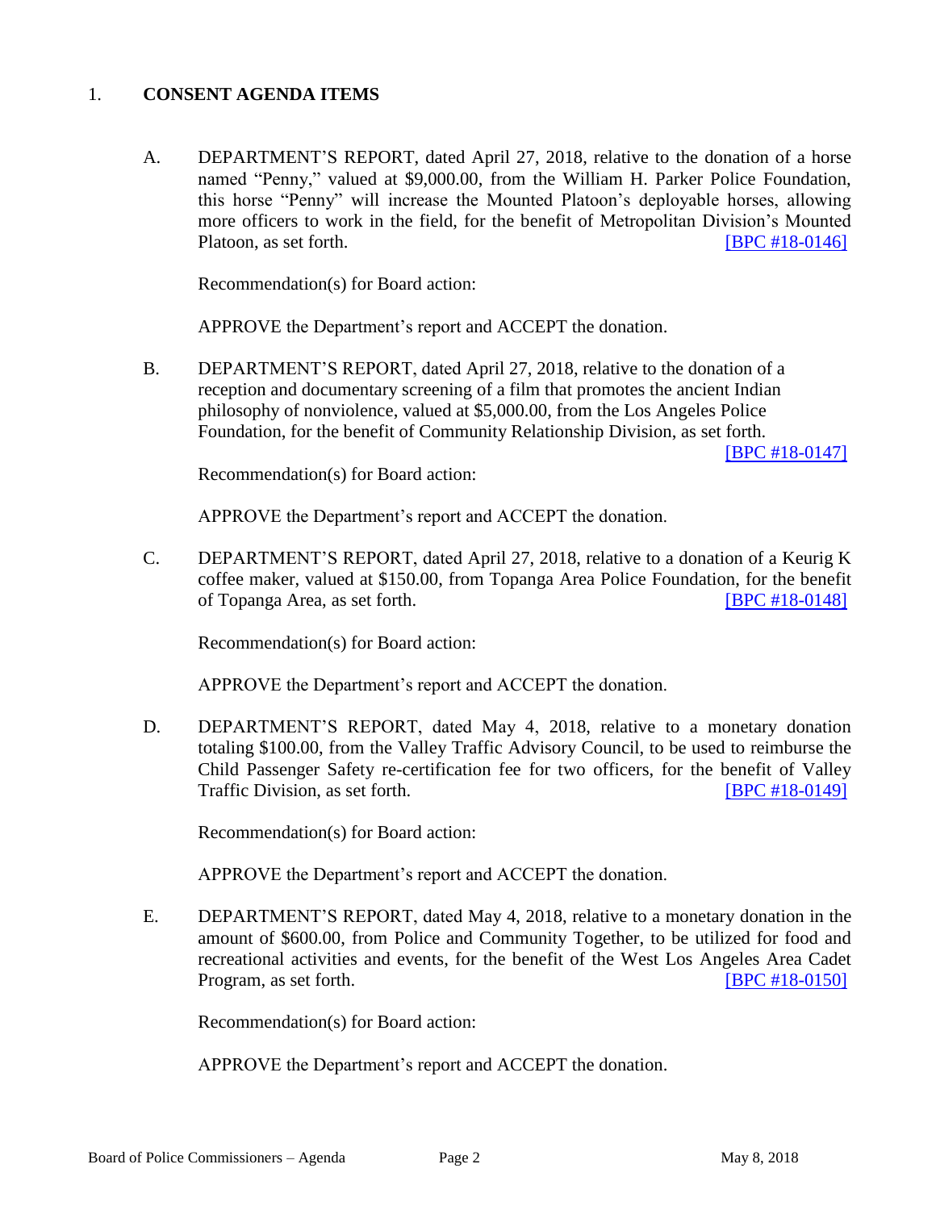1. **CONSENT AGENDA ITEMS**

A. DEPARTMENT'S REPORT, dated April 27, 2018, relative to the donation of a horse named "Penny," valued at $9,000.00, from the William H. Parker Police Foundation, this horse "Penny" will increase the Mounted Platoon's deployable horses, allowing more officers to work in the field, for the benefit of Metropolitan Division's Mounted Platoon, as set forth. [BPC #18-0146]

Recommendation(s) for Board action:

APPROVE the Department's report and ACCEPT the donation.

B. DEPARTMENT'S REPORT, dated April 27, 2018, relative to the donation of a reception and documentary screening of a film that promotes the ancient Indian philosophy of nonviolence, valued at $5,000.00, from the Los Angeles Police Foundation, for the benefit of Community Relationship Division, as set forth. [BPC #18-0147]

Recommendation(s) for Board action:

APPROVE the Department's report and ACCEPT the donation.

C. DEPARTMENT'S REPORT, dated April 27, 2018, relative to a donation of a Keurig K coffee maker, valued at $150.00, from Topanga Area Police Foundation, for the benefit of Topanga Area, as set forth. [BPC #18-0148]

Recommendation(s) for Board action:

APPROVE the Department's report and ACCEPT the donation.

D. DEPARTMENT'S REPORT, dated May 4, 2018, relative to a monetary donation totaling $100.00, from the Valley Traffic Advisory Council, to be used to reimburse the Child Passenger Safety re-certification fee for two officers, for the benefit of Valley Traffic Division, as set forth. [BPC #18-0149]

Recommendation(s) for Board action:

APPROVE the Department's report and ACCEPT the donation.

E. DEPARTMENT'S REPORT, dated May 4, 2018, relative to a monetary donation in the amount of $600.00, from Police and Community Together, to be utilized for food and recreational activities and events, for the benefit of the West Los Angeles Area Cadet Program, as set forth. [BPC #18-0150]

Recommendation(s) for Board action:

APPROVE the Department's report and ACCEPT the donation.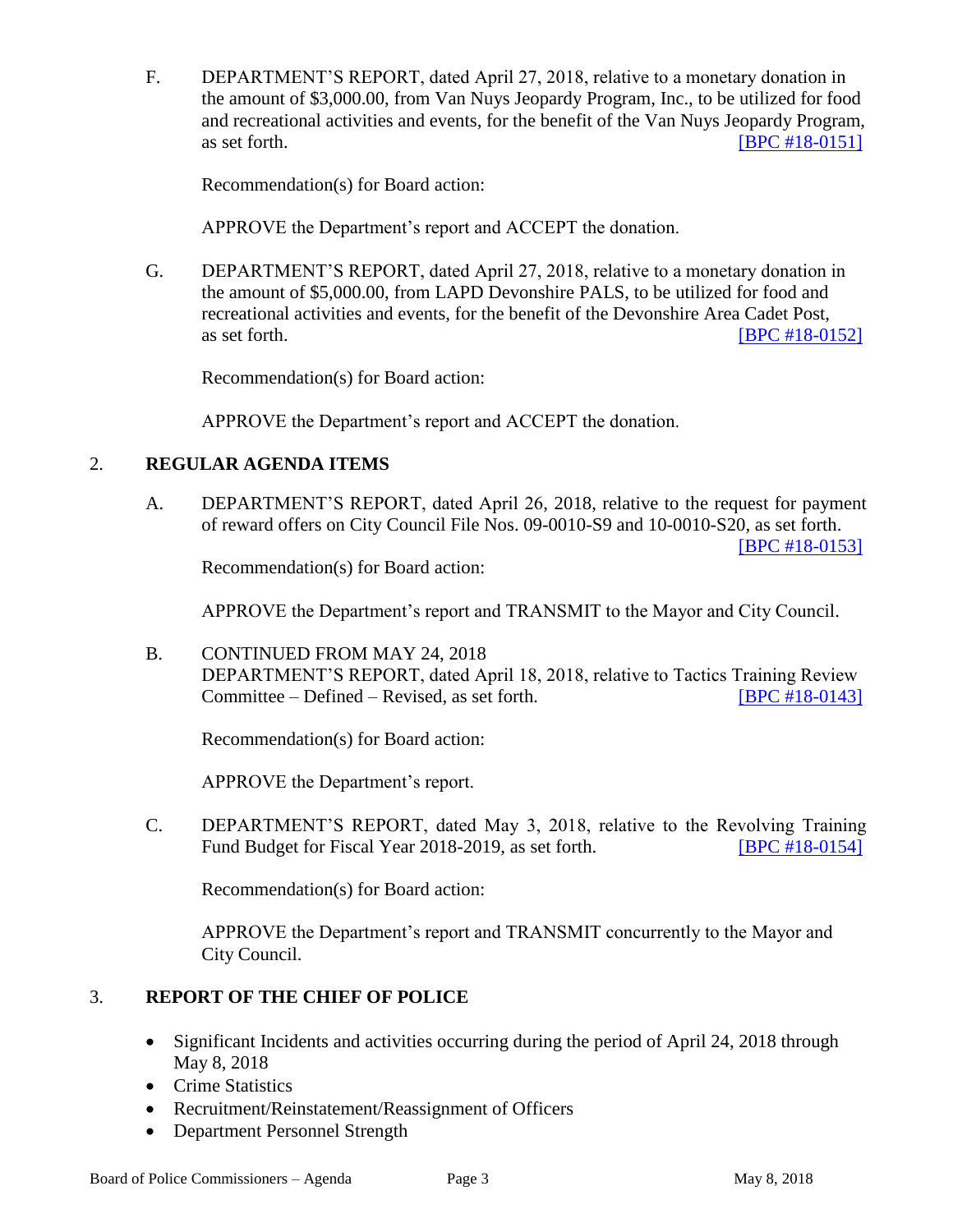F. DEPARTMENT'S REPORT, dated April 27, 2018, relative to a monetary donation in the amount of $3,000.00, from Van Nuys Jeopardy Program, Inc., to be utilized for food and recreational activities and events, for the benefit of the Van Nuys Jeopardy Program, as set forth. [BPC #18-0151]

Recommendation(s) for Board action:

APPROVE the Department's report and ACCEPT the donation.

G. DEPARTMENT'S REPORT, dated April 27, 2018, relative to a monetary donation in the amount of $5,000.00, from LAPD Devonshire PALS, to be utilized for food and recreational activities and events, for the benefit of the Devonshire Area Cadet Post, as set forth. [BPC #18-0152]

Recommendation(s) for Board action:

APPROVE the Department's report and ACCEPT the donation.

## 2. REGULAR AGENDA ITEMS

A. DEPARTMENT'S REPORT, dated April 26, 2018, relative to the request for payment of reward offers on City Council File Nos. 09-0010-S9 and 10-0010-S20, as set forth. [BPC #18-0153]

Recommendation(s) for Board action:

APPROVE the Department's report and TRANSMIT to the Mayor and City Council.

B. CONTINUED FROM MAY 24, 2018
DEPARTMENT'S REPORT, dated April 18, 2018, relative to Tactics Training Review Committee – Defined – Revised, as set forth. [BPC #18-0143]

Recommendation(s) for Board action:

APPROVE the Department's report.

C. DEPARTMENT'S REPORT, dated May 3, 2018, relative to the Revolving Training Fund Budget for Fiscal Year 2018-2019, as set forth. [BPC #18-0154]

Recommendation(s) for Board action:

APPROVE the Department's report and TRANSMIT concurrently to the Mayor and City Council.

## 3. REPORT OF THE CHIEF OF POLICE

- Significant Incidents and activities occurring during the period of April 24, 2018 through May 8, 2018
- Crime Statistics
- Recruitment/Reinstatement/Reassignment of Officers
- Department Personnel Strength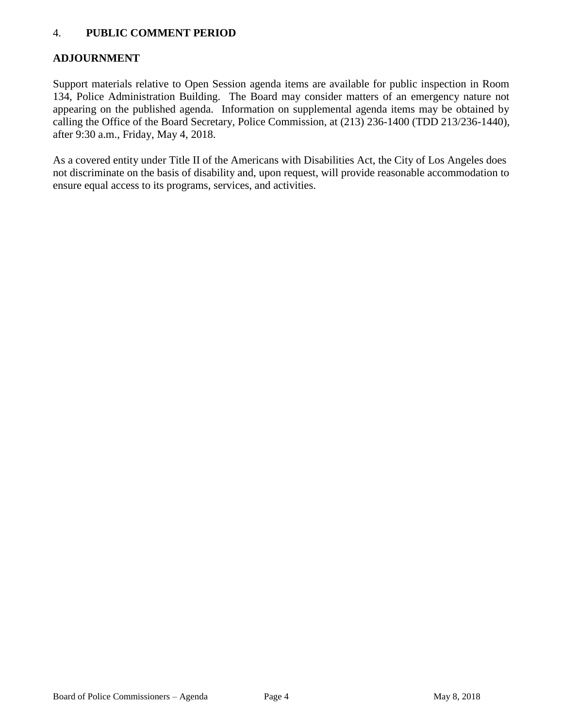4. **PUBLIC COMMENT PERIOD**

**ADJOURNMENT**

Support materials relative to Open Session agenda items are available for public inspection in Room 134, Police Administration Building. The Board may consider matters of an emergency nature not appearing on the published agenda. Information on supplemental agenda items may be obtained by calling the Office of the Board Secretary, Police Commission, at (213) 236-1400 (TDD 213/236-1440), after 9:30 a.m., Friday, May 4, 2018.

As a covered entity under Title II of the Americans with Disabilities Act, the City of Los Angeles does not discriminate on the basis of disability and, upon request, will provide reasonable accommodation to ensure equal access to its programs, services, and activities.